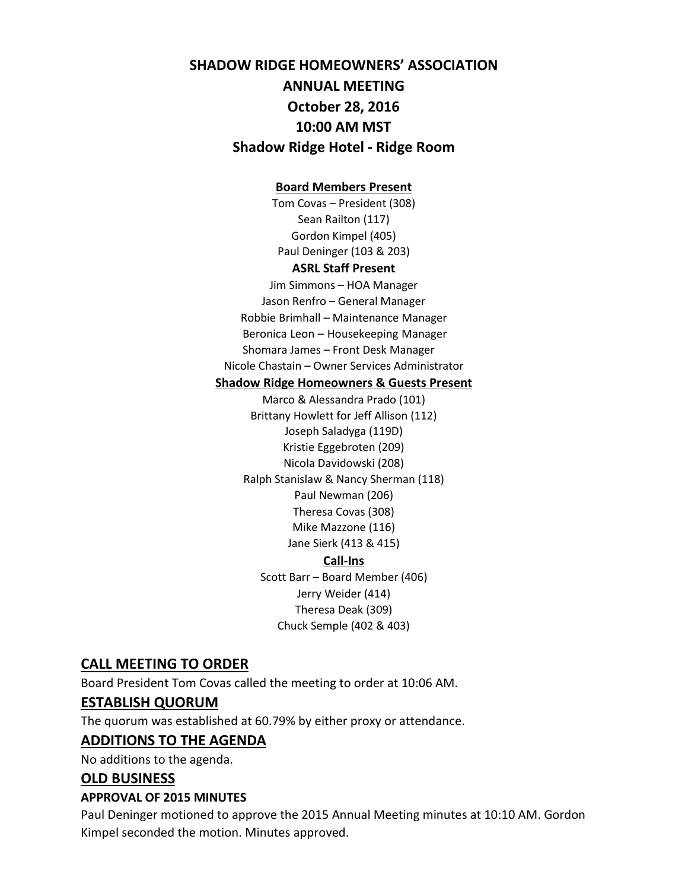# SHADOW RIDGE HOMEOWNERS' ASSOCIATION
# ANNUAL MEETING
# October 28, 2016
# 10:00 AM MST
# Shadow Ridge Hotel - Ridge Room

**Board Members Present**

Tom Covas – President (308)
Sean Railton (117)
Gordon Kimpel (405)
Paul Deninger (103 & 203)

**ASRL Staff Present**

Jim Simmons – HOA Manager
Jason Renfro – General Manager
Robbie Brimhall – Maintenance Manager
Beronica Leon – Housekeeping Manager
Shomara James – Front Desk Manager
Nicole Chastain – Owner Services Administrator

**Shadow Ridge Homeowners & Guests Present**

Marco & Alessandra Prado (101)
Brittany Howlett for Jeff Allison (112)
Joseph Saladyga (119D)
Kristie Eggebroten (209)
Nicola Davidowski (208)
Ralph Stanislaw & Nancy Sherman (118)
Paul Newman (206)
Theresa Covas (308)
Mike Mazzone (116)
Jane Sierk (413 & 415)

**Call-Ins**

Scott Barr – Board Member (406)
Jerry Weider (414)
Theresa Deak (309)
Chuck Semple (402 & 403)

## CALL MEETING TO ORDER

Board President Tom Covas called the meeting to order at 10:06 AM.

## ESTABLISH QUORUM

The quorum was established at 60.79% by either proxy or attendance.

## ADDITIONS TO THE AGENDA

No additions to the agenda.

## OLD BUSINESS

### APPROVAL OF 2015 MINUTES

Paul Deninger motioned to approve the 2015 Annual Meeting minutes at 10:10 AM. Gordon Kimpel seconded the motion. Minutes approved.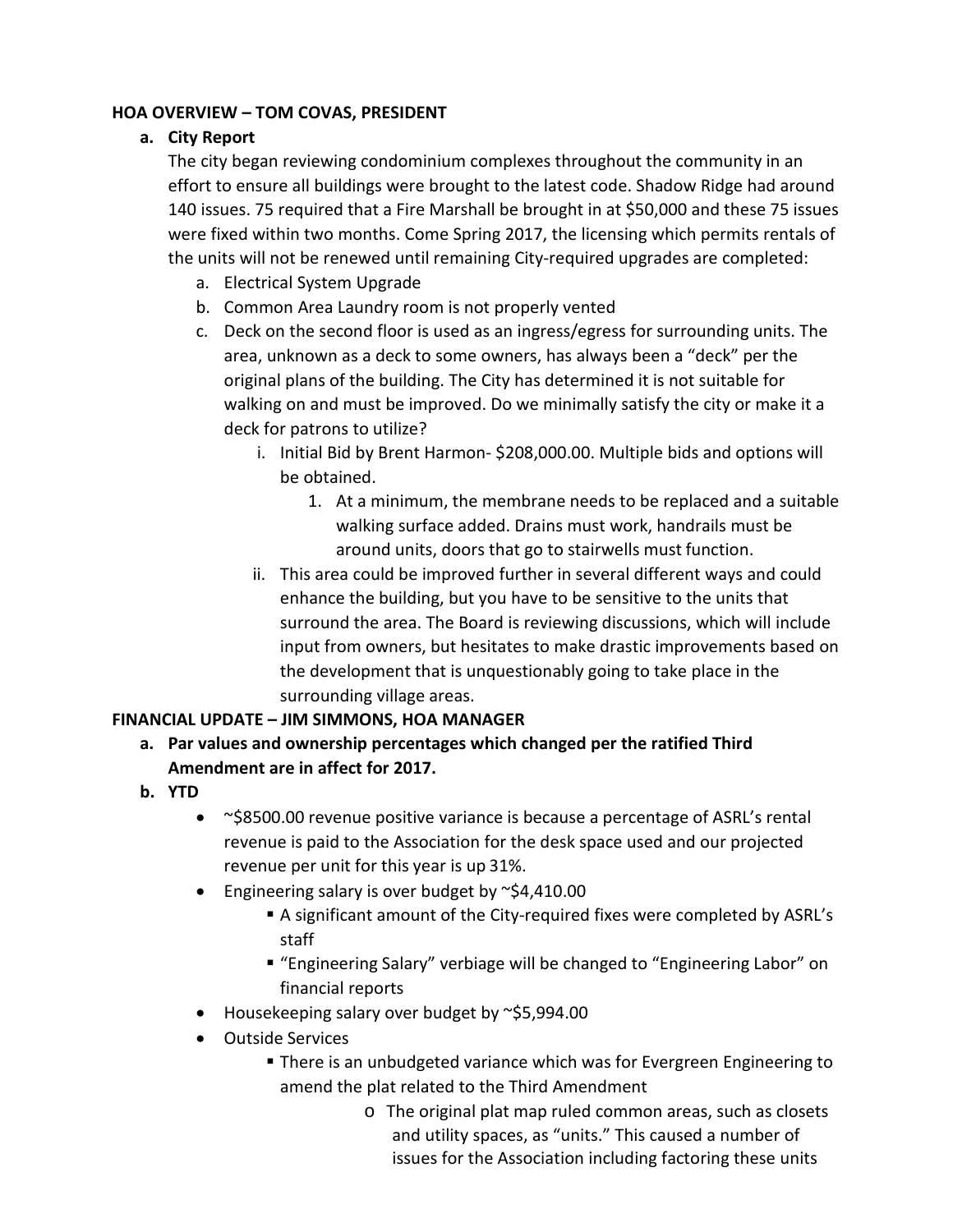**HOA OVERVIEW – TOM COVAS, PRESIDENT**

a. **City Report**

   The city began reviewing condominium complexes throughout the community in an effort to ensure all buildings were brought to the latest code. Shadow Ridge had around 140 issues. 75 required that a Fire Marshall be brought in at $50,000 and these 75 issues were fixed within two months. Come Spring 2017, the licensing which permits rentals of the units will not be renewed until remaining City-required upgrades are completed:

   a. Electrical System Upgrade
   b. Common Area Laundry room is not properly vented
   c. Deck on the second floor is used as an ingress/egress for surrounding units. The area, unknown as a deck to some owners, has always been a "deck" per the original plans of the building. The City has determined it is not suitable for walking on and must be improved. Do we minimally satisfy the city or make it a deck for patrons to utilize?
      i. Initial Bid by Brent Harmon- $208,000.00. Multiple bids and options will be obtained.
         1. At a minimum, the membrane needs to be replaced and a suitable walking surface added. Drains must work, handrails must be around units, doors that go to stairwells must function.
      ii. This area could be improved further in several different ways and could enhance the building, but you have to be sensitive to the units that surround the area. The Board is reviewing discussions, which will include input from owners, but hesitates to make drastic improvements based on the development that is unquestionably going to take place in the surrounding village areas.

**FINANCIAL UPDATE – JIM SIMMONS, HOA MANAGER**

a. **Par values and ownership percentages which changed per the ratified Third Amendment are in affect for 2017.**
b. **YTD**
   - ~$8500.00 revenue positive variance is because a percentage of ASRL's rental revenue is paid to the Association for the desk space used and our projected revenue per unit for this year is up 31%.
   - Engineering salary is over budget by ~$4,410.00
     - A significant amount of the City-required fixes were completed by ASRL's staff
     - "Engineering Salary" verbiage will be changed to "Engineering Labor" on financial reports
   - Housekeeping salary over budget by ~$5,994.00
   - Outside Services
     - There is an unbudgeted variance which was for Evergreen Engineering to amend the plat related to the Third Amendment
       - The original plat map ruled common areas, such as closets and utility spaces, as "units." This caused a number of issues for the Association including factoring these units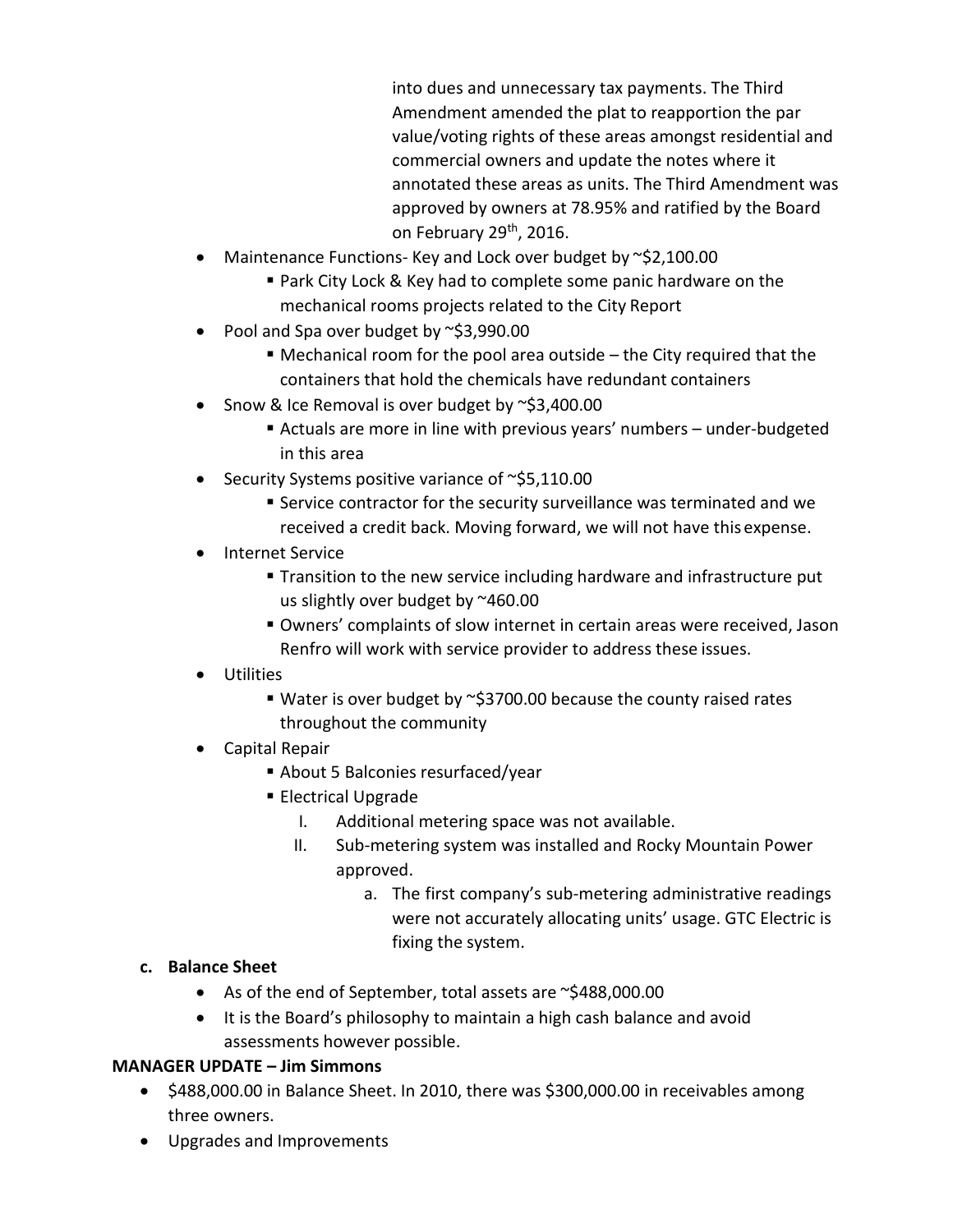into dues and unnecessary tax payments. The Third Amendment amended the plat to reapportion the par value/voting rights of these areas amongst residential and commercial owners and update the notes where it annotated these areas as units. The Third Amendment was approved by owners at 78.95% and ratified by the Board on February 29th, 2016.

- Maintenance Functions- Key and Lock over budget by ~$2,100.00
  - Park City Lock & Key had to complete some panic hardware on the mechanical rooms projects related to the City Report
- Pool and Spa over budget by ~$3,990.00
  - Mechanical room for the pool area outside – the City required that the containers that hold the chemicals have redundant containers
- Snow & Ice Removal is over budget by ~$3,400.00
  - Actuals are more in line with previous years' numbers – under-budgeted in this area
- Security Systems positive variance of ~$5,110.00
  - Service contractor for the security surveillance was terminated and we received a credit back. Moving forward, we will not have this expense.
- Internet Service
  - Transition to the new service including hardware and infrastructure put us slightly over budget by ~460.00
  - Owners' complaints of slow internet in certain areas were received, Jason Renfro will work with service provider to address these issues.
- Utilities
  - Water is over budget by ~$3700.00 because the county raised rates throughout the community
- Capital Repair
  - About 5 Balconies resurfaced/year
  - Electrical Upgrade
    1. Additional metering space was not available.
    2. Sub-metering system was installed and Rocky Mountain Power approved.
       a. The first company's sub-metering administrative readings were not accurately allocating units' usage. GTC Electric is fixing the system.

**c. Balance Sheet**

- As of the end of September, total assets are ~$488,000.00
- It is the Board's philosophy to maintain a high cash balance and avoid assessments however possible.

**MANAGER UPDATE – Jim Simmons**

- $488,000.00 in Balance Sheet. In 2010, there was $300,000.00 in receivables among three owners.
- Upgrades and Improvements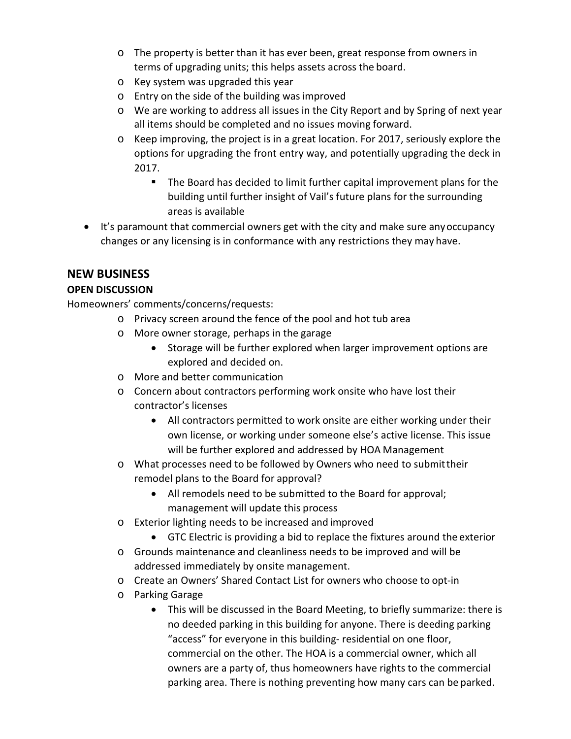- The property is better than it has ever been, great response from owners in terms of upgrading units; this helps assets across the board.
  - Key system was upgraded this year
  - Entry on the side of the building was improved
  - We are working to address all issues in the City Report and by Spring of next year all items should be completed and no issues moving forward.
  - Keep improving, the project is in a great location. For 2017, seriously explore the options for upgrading the front entry way, and potentially upgrading the deck in 2017.
    - The Board has decided to limit further capital improvement plans for the building until further insight of Vail's future plans for the surrounding areas is available
- It's paramount that commercial owners get with the city and make sure any occupancy changes or any licensing is in conformance with any restrictions they may have.

## NEW BUSINESS

### OPEN DISCUSSION

Homeowners' comments/concerns/requests:

- Privacy screen around the fence of the pool and hot tub area
- More owner storage, perhaps in the garage
  - Storage will be further explored when larger improvement options are explored and decided on.
- More and better communication
- Concern about contractors performing work onsite who have lost their contractor's licenses
  - All contractors permitted to work onsite are either working under their own license, or working under someone else's active license. This issue will be further explored and addressed by HOA Management
- What processes need to be followed by Owners who need to submit their remodel plans to the Board for approval?
  - All remodels need to be submitted to the Board for approval; management will update this process
- Exterior lighting needs to be increased and improved
  - GTC Electric is providing a bid to replace the fixtures around the exterior
- Grounds maintenance and cleanliness needs to be improved and will be addressed immediately by onsite management.
- Create an Owners' Shared Contact List for owners who choose to opt-in
- Parking Garage
  - This will be discussed in the Board Meeting, to briefly summarize: there is no deeded parking in this building for anyone. There is deeding parking "access" for everyone in this building- residential on one floor, commercial on the other. The HOA is a commercial owner, which all owners are a party of, thus homeowners have rights to the commercial parking area. There is nothing preventing how many cars can be parked.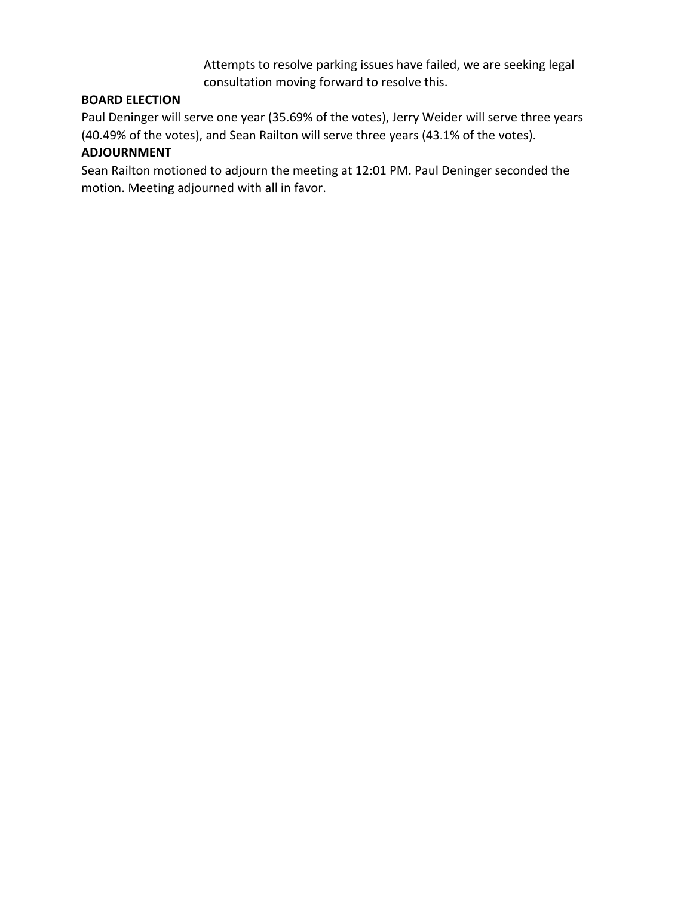Attempts to resolve parking issues have failed, we are seeking legal consultation moving forward to resolve this.

**BOARD ELECTION**

Paul Deninger will serve one year (35.69% of the votes), Jerry Weider will serve three years (40.49% of the votes), and Sean Railton will serve three years (43.1% of the votes).

**ADJOURNMENT**

Sean Railton motioned to adjourn the meeting at 12:01 PM. Paul Deninger seconded the motion. Meeting adjourned with all in favor.